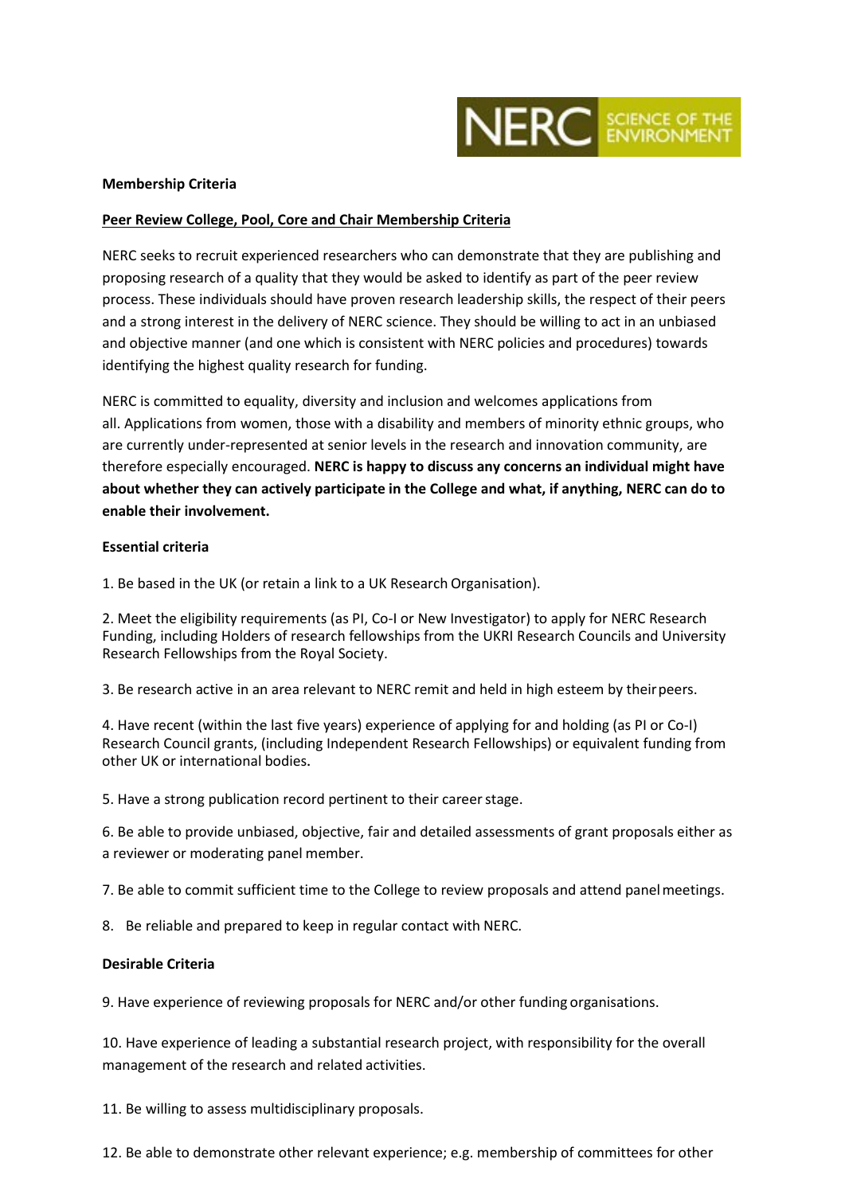**Membership Criteria**

**Peer Review College, Pool, Core and Chair Membership Criteria**

NERC seeks to recruit experienced researchers who can demonstrate that they are publishing and proposing research of a quality that they would be asked to identify as part of the peer review process. These individuals should have proven research leadership skills, the respect of their peers and a strong interest in the delivery of NERC science. They should be willing to act in an unbiased and objective manner (and one which is consistent with NERC policies and procedures) towards identifying the highest quality research for funding.

NERC is committed to equality, diversity and inclusion and welcomes applications from all. Applications from women, those with a disability and members of minority ethnic groups, who are currently under-represented at senior levels in the research and innovation community, are therefore especially encouraged. **NERC is happy to discuss any concerns an individual might have about whether they can actively participate in the College and what, if anything, NERC can do to enable their involvement.**

**Essential criteria**

1. Be based in the UK (or retain a link to a UK Research Organisation).

2. Meet the eligibility requirements (as PI, Co-I or New Investigator) to apply for NERC Research Funding, including Holders of research fellowships from the UKRI Research Councils and University Research Fellowships from the Royal Society.

3. Be research active in an area relevant to NERC remit and held in high esteem by their peers.

4. Have recent (within the last five years) experience of applying for and holding (as PI or Co-I) Research Council grants, (including Independent Research Fellowships) or equivalent funding from other UK or international bodies.

5. Have a strong publication record pertinent to their career stage.

6. Be able to provide unbiased, objective, fair and detailed assessments of grant proposals either as a reviewer or moderating panel member.

7. Be able to commit sufficient time to the College to review proposals and attend panel meetings.

8. Be reliable and prepared to keep in regular contact with NERC.

**Desirable Criteria**

9. Have experience of reviewing proposals for NERC and/or other funding organisations.

10. Have experience of leading a substantial research project, with responsibility for the overall management of the research and related activities.

11. Be willing to assess multidisciplinary proposals.

12. Be able to demonstrate other relevant experience; e.g. membership of committees for other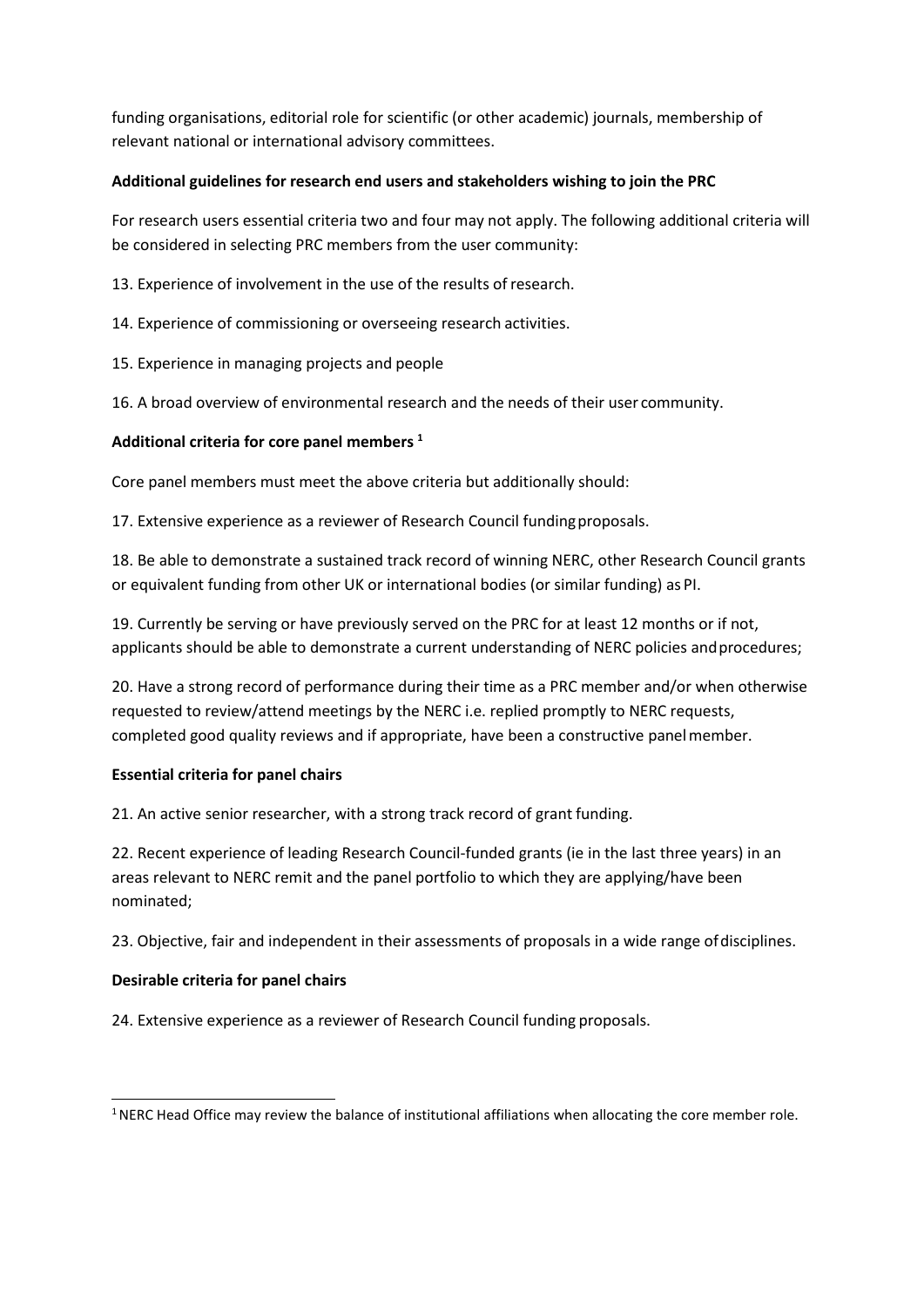funding organisations, editorial role for scientific (or other academic) journals, membership of relevant national or international advisory committees.

**Additional guidelines for research end users and stakeholders wishing to join the PRC**

For research users essential criteria two and four may not apply. The following additional criteria will be considered in selecting PRC members from the user community:

13. Experience of involvement in the use of the results of research.

14. Experience of commissioning or overseeing research activities.

15. Experience in managing projects and people

16. A broad overview of environmental research and the needs of their user community.

**Additional criteria for core panel members [1]**

Core panel members must meet the above criteria but additionally should:

17. Extensive experience as a reviewer of Research Council funding proposals.

18. Be able to demonstrate a sustained track record of winning NERC, other Research Council grants or equivalent funding from other UK or international bodies (or similar funding) as PI.

19. Currently be serving or have previously served on the PRC for at least 12 months or if not, applicants should be able to demonstrate a current understanding of NERC policies and procedures;

20. Have a strong record of performance during their time as a PRC member and/or when otherwise requested to review/attend meetings by the NERC i.e. replied promptly to NERC requests, completed good quality reviews and if appropriate, have been a constructive panel member.

**Essential criteria for panel chairs**

21. An active senior researcher, with a strong track record of grant funding.

22. Recent experience of leading Research Council-funded grants (ie in the last three years) in an areas relevant to NERC remit and the panel portfolio to which they are applying/have been nominated;

23. Objective, fair and independent in their assessments of proposals in a wide range of disciplines.

**Desirable criteria for panel chairs**

24. Extensive experience as a reviewer of Research Council funding proposals.

[1] NERC Head Office may review the balance of institutional affiliations when allocating the core member role.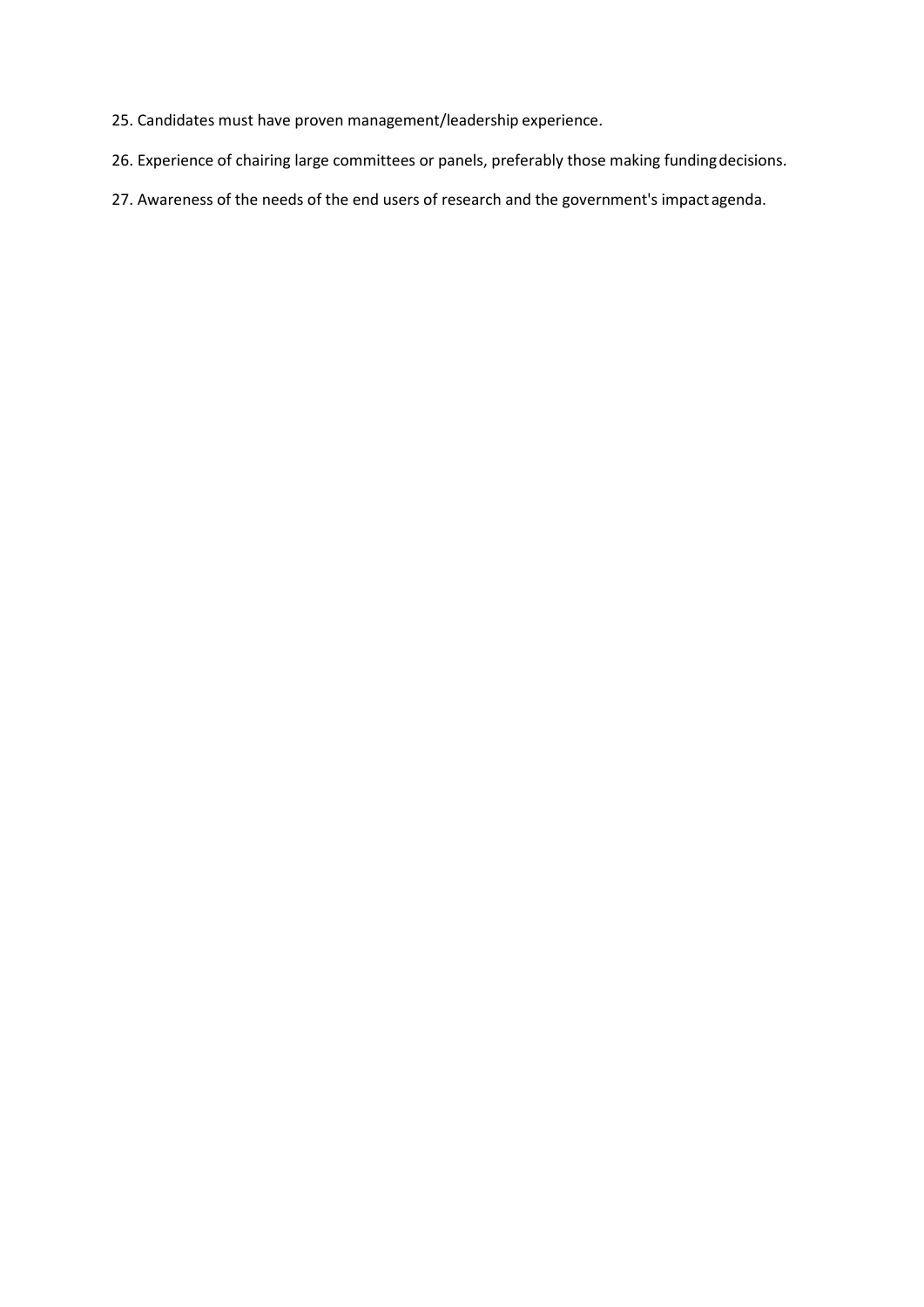25. Candidates must have proven management/leadership experience.
26. Experience of chairing large committees or panels, preferably those making funding decisions.
27. Awareness of the needs of the end users of research and the government's impact agenda.